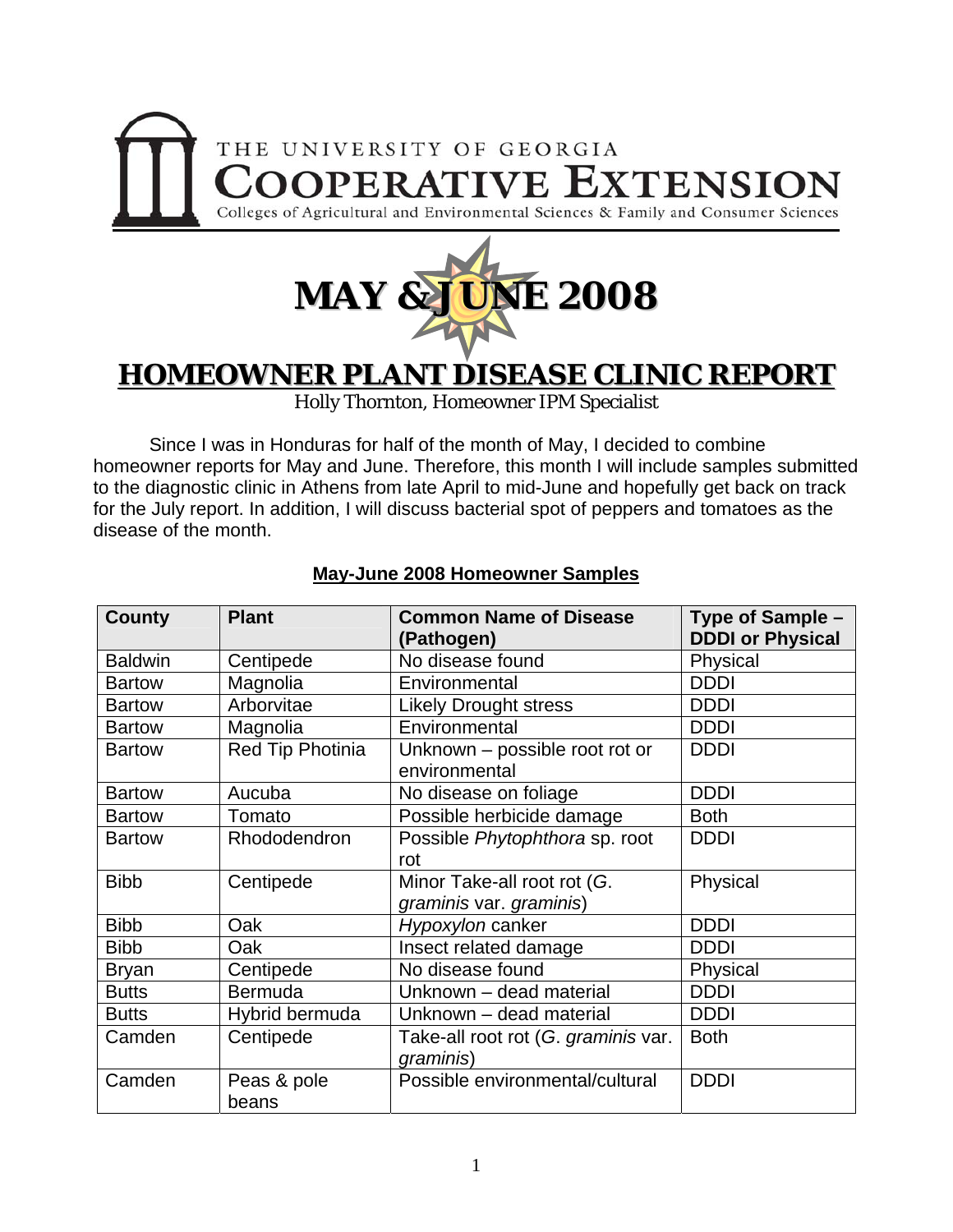THE UNIVERSITY OF GEORGIA

# COOPERATIVE EXTENSION

Colleges of Agricultural and Environmental Sciences & Family and Consumer Sciences

# MAY & JUNE 2008

# HOMEOWNER PLANT DISEASE CLINIC REPORT

Holly Thornton, Homeowner IPM Specialist

Since I was in Honduras for half of the month of May, I decided to combine homeowner reports for May and June. Therefore, this month I will include samples submitted to the diagnostic clinic in Athens from late April to mid-June and hopefully get back on track for the July report. In addition, I will discuss bacterial spot of peppers and tomatoes as the disease of the month.

## May-June 2008 Homeowner Samples

| County | Plant | Common Name of Disease (Pathogen) | Type of Sample – DDDI or Physical |
|---|---|---|---|
| Baldwin | Centipede | No disease found | Physical |
| Bartow | Magnolia | Environmental | DDDI |
| Bartow | Arborvitae | Likely Drought stress | DDDI |
| Bartow | Magnolia | Environmental | DDDI |
| Bartow | Red Tip Photinia | Unknown – possible root rot or environmental | DDDI |
| Bartow | Aucuba | No disease on foliage | DDDI |
| Bartow | Tomato | Possible herbicide damage | Both |
| Bartow | Rhododendron | Possible *Phytophthora* sp. root rot | DDDI |
| Bibb | Centipede | Minor Take-all root rot (*G. graminis* var. *graminis*) | Physical |
| Bibb | Oak | *Hypoxylon* canker | DDDI |
| Bibb | Oak | Insect related damage | DDDI |
| Bryan | Centipede | No disease found | Physical |
| Butts | Bermuda | Unknown – dead material | DDDI |
| Butts | Hybrid bermuda | Unknown – dead material | DDDI |
| Camden | Centipede | Take-all root rot (*G. graminis* var. *graminis*) | Both |
| Camden | Peas & pole beans | Possible environmental/cultural | DDDI |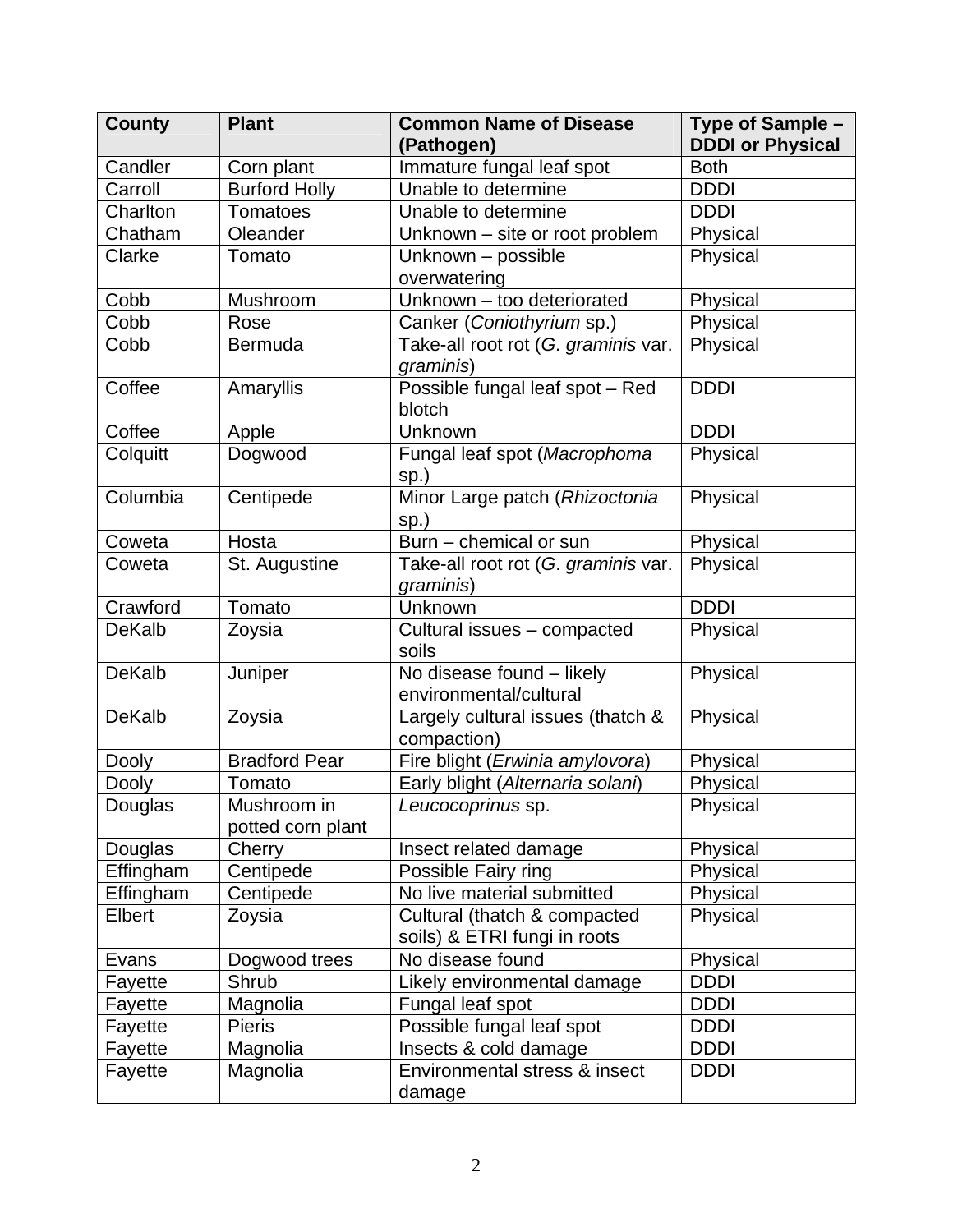| County | Plant | Common Name of Disease (Pathogen) | Type of Sample – DDDI or Physical |
| --- | --- | --- | --- |
| Candler | Corn plant | Immature fungal leaf spot | Both |
| Carroll | Burford Holly | Unable to determine | DDDI |
| Charlton | Tomatoes | Unable to determine | DDDI |
| Chatham | Oleander | Unknown – site or root problem | Physical |
| Clarke | Tomato | Unknown – possible overwatering | Physical |
| Cobb | Mushroom | Unknown – too deteriorated | Physical |
| Cobb | Rose | Canker (*Coniothyrium* sp.) | Physical |
| Cobb | Bermuda | Take-all root rot (*G. graminis* var. *graminis*) | Physical |
| Coffee | Amaryllis | Possible fungal leaf spot – Red blotch | DDDI |
| Coffee | Apple | Unknown | DDDI |
| Colquitt | Dogwood | Fungal leaf spot (*Macrophoma* sp.) | Physical |
| Columbia | Centipede | Minor Large patch (*Rhizoctonia* sp.) | Physical |
| Coweta | Hosta | Burn – chemical or sun | Physical |
| Coweta | St. Augustine | Take-all root rot (*G. graminis* var. *graminis*) | Physical |
| Crawford | Tomato | Unknown | DDDI |
| DeKalb | Zoysia | Cultural issues – compacted soils | Physical |
| DeKalb | Juniper | No disease found – likely environmental/cultural | Physical |
| DeKalb | Zoysia | Largely cultural issues (thatch & compaction) | Physical |
| Dooly | Bradford Pear | Fire blight (*Erwinia amylovora*) | Physical |
| Dooly | Tomato | Early blight (*Alternaria solani*) | Physical |
| Douglas | Mushroom in potted corn plant | *Leucocoprinus* sp. | Physical |
| Douglas | Cherry | Insect related damage | Physical |
| Effingham | Centipede | Possible Fairy ring | Physical |
| Effingham | Centipede | No live material submitted | Physical |
| Elbert | Zoysia | Cultural (thatch & compacted soils) & ETRI fungi in roots | Physical |
| Evans | Dogwood trees | No disease found | Physical |
| Fayette | Shrub | Likely environmental damage | DDDI |
| Fayette | Magnolia | Fungal leaf spot | DDDI |
| Fayette | Pieris | Possible fungal leaf spot | DDDI |
| Fayette | Magnolia | Insects & cold damage | DDDI |
| Fayette | Magnolia | Environmental stress & insect damage | DDDI |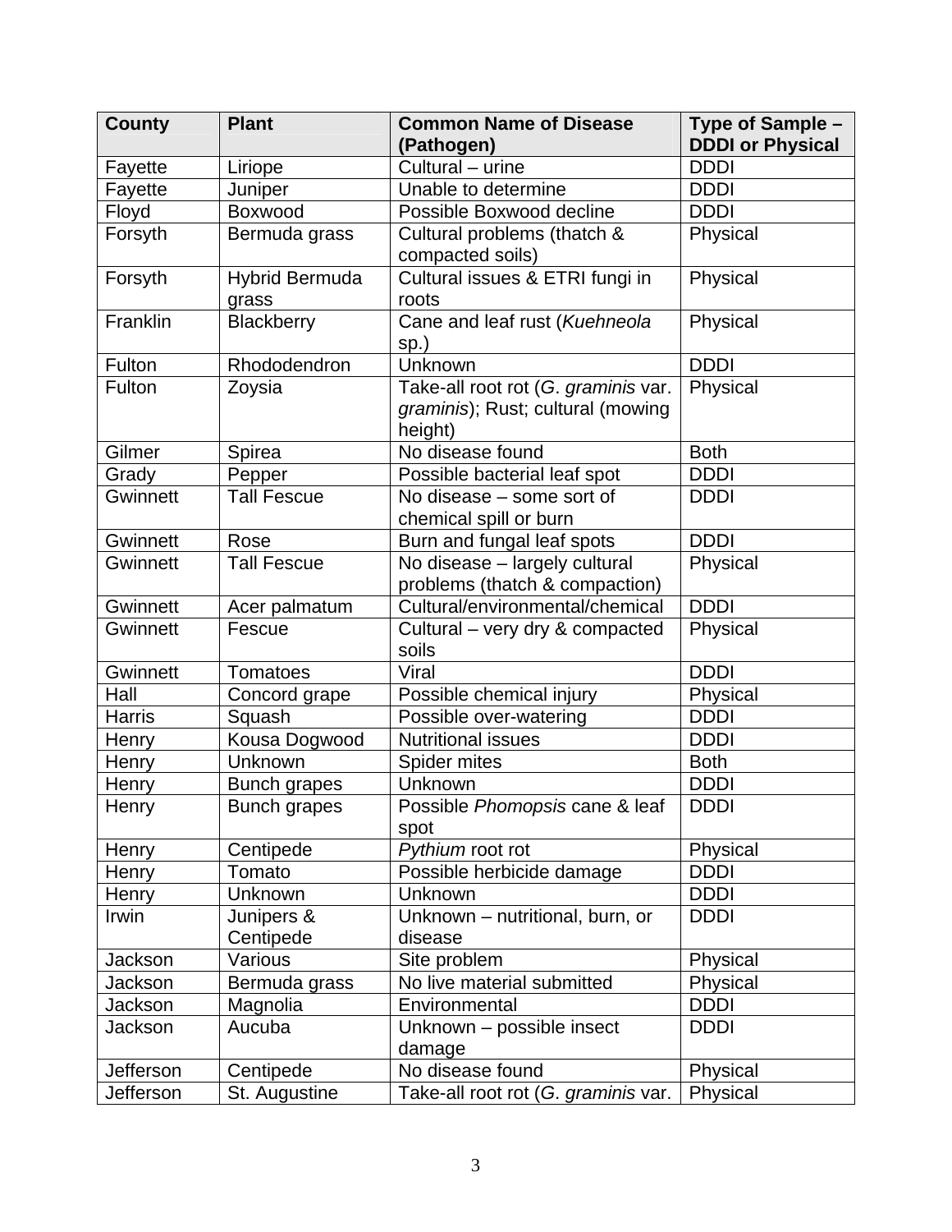| County | Plant | Common Name of Disease (Pathogen) | Type of Sample – DDDI or Physical |
|---|---|---|---|
| Fayette | Liriope | Cultural – urine | DDDI |
| Fayette | Juniper | Unable to determine | DDDI |
| Floyd | Boxwood | Possible Boxwood decline | DDDI |
| Forsyth | Bermuda grass | Cultural problems (thatch & compacted soils) | Physical |
| Forsyth | Hybrid Bermuda grass | Cultural issues & ETRI fungi in roots | Physical |
| Franklin | Blackberry | Cane and leaf rust (*Kuehneola* sp.) | Physical |
| Fulton | Rhododendron | Unknown | DDDI |
| Fulton | Zoysia | Take-all root rot (*G. graminis* var. *graminis*); Rust; cultural (mowing height) | Physical |
| Gilmer | Spirea | No disease found | Both |
| Grady | Pepper | Possible bacterial leaf spot | DDDI |
| Gwinnett | Tall Fescue | No disease – some sort of chemical spill or burn | DDDI |
| Gwinnett | Rose | Burn and fungal leaf spots | DDDI |
| Gwinnett | Tall Fescue | No disease – largely cultural problems (thatch & compaction) | Physical |
| Gwinnett | Acer palmatum | Cultural/environmental/chemical | DDDI |
| Gwinnett | Fescue | Cultural – very dry & compacted soils | Physical |
| Gwinnett | Tomatoes | Viral | DDDI |
| Hall | Concord grape | Possible chemical injury | Physical |
| Harris | Squash | Possible over-watering | DDDI |
| Henry | Kousa Dogwood | Nutritional issues | DDDI |
| Henry | Unknown | Spider mites | Both |
| Henry | Bunch grapes | Unknown | DDDI |
| Henry | Bunch grapes | Possible *Phomopsis* cane & leaf spot | DDDI |
| Henry | Centipede | *Pythium* root rot | Physical |
| Henry | Tomato | Possible herbicide damage | DDDI |
| Henry | Unknown | Unknown | DDDI |
| Irwin | Junipers & Centipede | Unknown – nutritional, burn, or disease | DDDI |
| Jackson | Various | Site problem | Physical |
| Jackson | Bermuda grass | No live material submitted | Physical |
| Jackson | Magnolia | Environmental | DDDI |
| Jackson | Aucuba | Unknown – possible insect damage | DDDI |
| Jefferson | Centipede | No disease found | Physical |
| Jefferson | St. Augustine | Take-all root rot (*G. graminis* var. | Physical |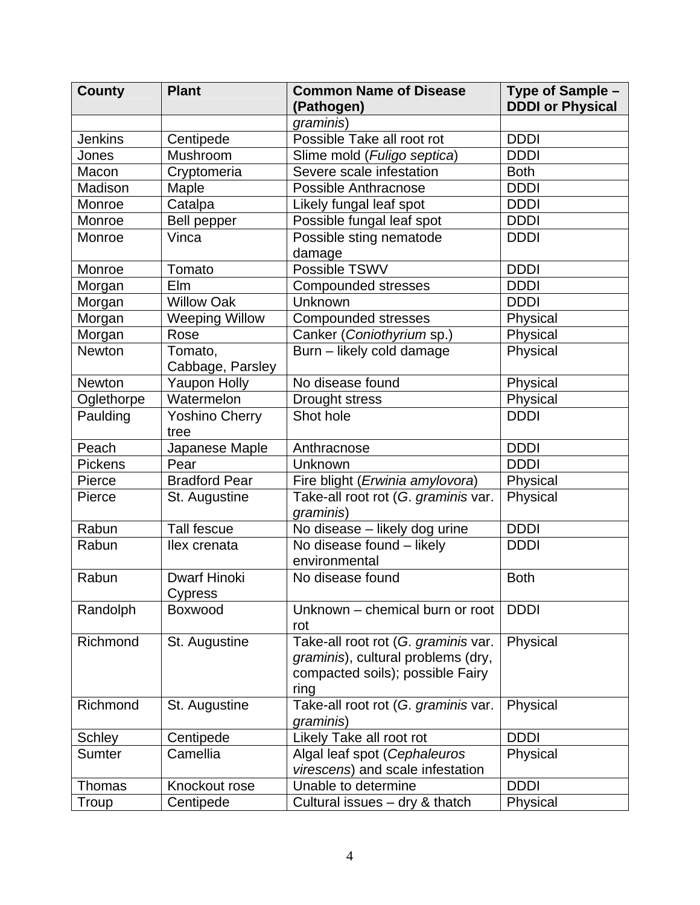| County | Plant | Common Name of Disease (Pathogen) | Type of Sample – DDDI or Physical |
|---|---|---|---|
| | | *graminis*) | |
| Jenkins | Centipede | Possible Take all root rot | DDDI |
| Jones | Mushroom | Slime mold (*Fuligo septica*) | DDDI |
| Macon | Cryptomeria | Severe scale infestation | Both |
| Madison | Maple | Possible Anthracnose | DDDI |
| Monroe | Catalpa | Likely fungal leaf spot | DDDI |
| Monroe | Bell pepper | Possible fungal leaf spot | DDDI |
| Monroe | Vinca | Possible sting nematode damage | DDDI |
| Monroe | Tomato | Possible TSWV | DDDI |
| Morgan | Elm | Compounded stresses | DDDI |
| Morgan | Willow Oak | Unknown | DDDI |
| Morgan | Weeping Willow | Compounded stresses | Physical |
| Morgan | Rose | Canker (*Coniothyrium* sp.) | Physical |
| Newton | Tomato, Cabbage, Parsley | Burn – likely cold damage | Physical |
| Newton | Yaupon Holly | No disease found | Physical |
| Oglethorpe | Watermelon | Drought stress | Physical |
| Paulding | Yoshino Cherry tree | Shot hole | DDDI |
| Peach | Japanese Maple | Anthracnose | DDDI |
| Pickens | Pear | Unknown | DDDI |
| Pierce | Bradford Pear | Fire blight (*Erwinia amylovora*) | Physical |
| Pierce | St. Augustine | Take-all root rot (*G. graminis* var. *graminis*) | Physical |
| Rabun | Tall fescue | No disease – likely dog urine | DDDI |
| Rabun | Ilex crenata | No disease found – likely environmental | DDDI |
| Rabun | Dwarf Hinoki Cypress | No disease found | Both |
| Randolph | Boxwood | Unknown – chemical burn or root rot | DDDI |
| Richmond | St. Augustine | Take-all root rot (*G. graminis* var. *graminis*), cultural problems (dry, compacted soils); possible Fairy ring | Physical |
| Richmond | St. Augustine | Take-all root rot (*G. graminis* var. *graminis*) | Physical |
| Schley | Centipede | Likely Take all root rot | DDDI |
| Sumter | Camellia | Algal leaf spot (*Cephaleuros virescens*) and scale infestation | Physical |
| Thomas | Knockout rose | Unable to determine | DDDI |
| Troup | Centipede | Cultural issues – dry & thatch | Physical |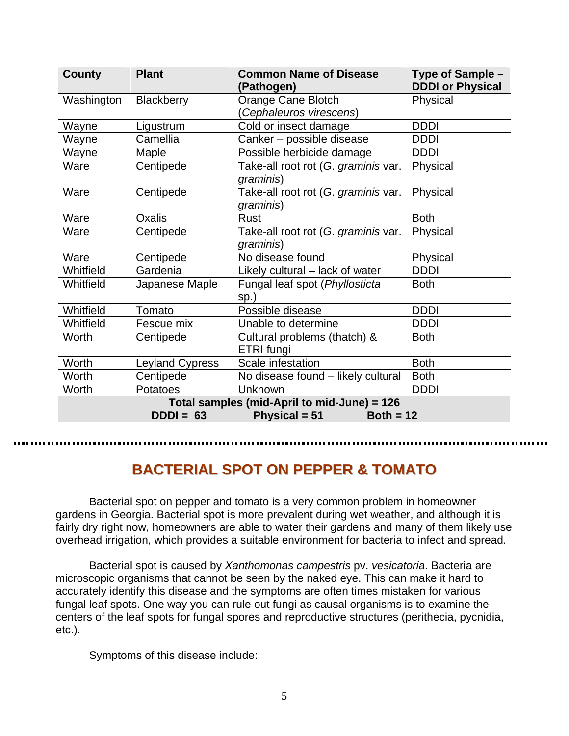| County | Plant | Common Name of Disease (Pathogen) | Type of Sample – DDDI or Physical |
|---|---|---|---|
| Washington | Blackberry | Orange Cane Blotch (*Cephaleuros virescens*) | Physical |
| Wayne | Ligustrum | Cold or insect damage | DDDI |
| Wayne | Camellia | Canker – possible disease | DDDI |
| Wayne | Maple | Possible herbicide damage | DDDI |
| Ware | Centipede | Take-all root rot (*G. graminis* var. *graminis*) | Physical |
| Ware | Centipede | Take-all root rot (*G. graminis* var. *graminis*) | Physical |
| Ware | Oxalis | Rust | Both |
| Ware | Centipede | Take-all root rot (*G. graminis* var. *graminis*) | Physical |
| Ware | Centipede | No disease found | Physical |
| Whitfield | Gardenia | Likely cultural – lack of water | DDDI |
| Whitfield | Japanese Maple | Fungal leaf spot (*Phyllosticta* sp.) | Both |
| Whitfield | Tomato | Possible disease | DDDI |
| Whitfield | Fescue mix | Unable to determine | DDDI |
| Worth | Centipede | Cultural problems (thatch) & ETRI fungi | Both |
| Worth | Leyland Cypress | Scale infestation | Both |
| Worth | Centipede | No disease found – likely cultural | Both |
| Worth | Potatoes | Unknown | DDDI |
| **Total samples (mid-April to mid-June) = 126** | | | |
| **DDDI = 63** | **Physical = 51** | **Both = 12** | |

## BACTERIAL SPOT ON PEPPER & TOMATO

Bacterial spot on pepper and tomato is a very common problem in homeowner gardens in Georgia. Bacterial spot is more prevalent during wet weather, and although it is fairly dry right now, homeowners are able to water their gardens and many of them likely use overhead irrigation, which provides a suitable environment for bacteria to infect and spread.

Bacterial spot is caused by *Xanthomonas campestris* pv. *vesicatoria*. Bacteria are microscopic organisms that cannot be seen by the naked eye. This can make it hard to accurately identify this disease and the symptoms are often times mistaken for various fungal leaf spots. One way you can rule out fungi as causal organisms is to examine the centers of the leaf spots for fungal spores and reproductive structures (perithecia, pycnidia, etc.).

Symptoms of this disease include: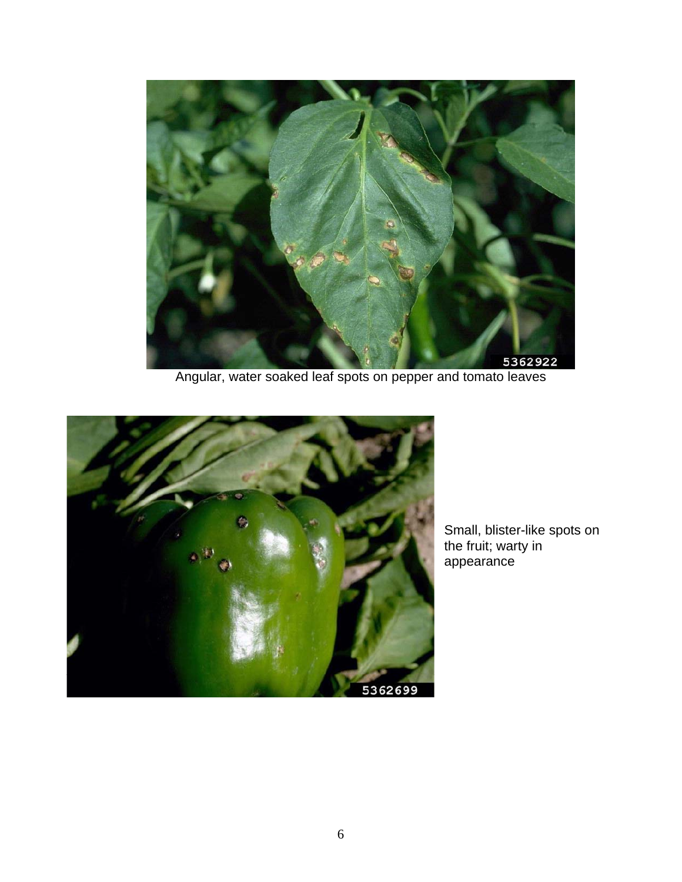Angular, water soaked leaf spots on pepper and tomato leaves

Small, blister-like spots on the fruit; warty in appearance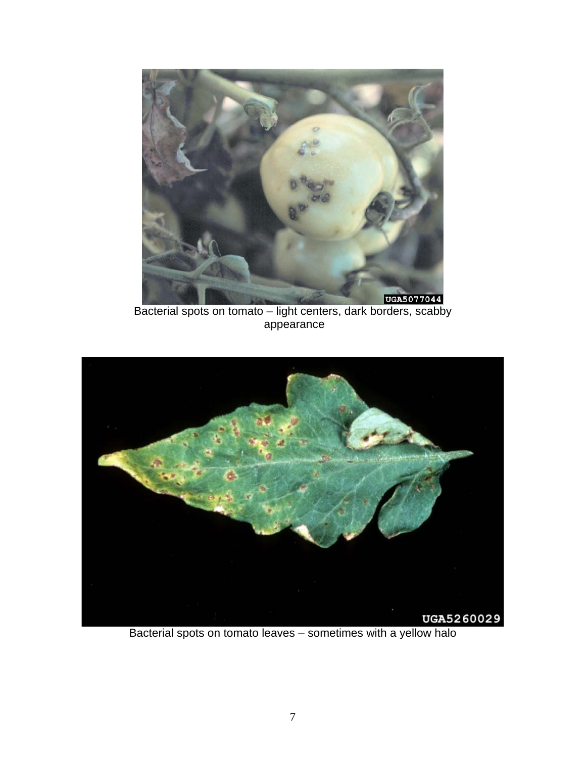Bacterial spots on tomato – light centers, dark borders, scabby appearance

Bacterial spots on tomato leaves – sometimes with a yellow halo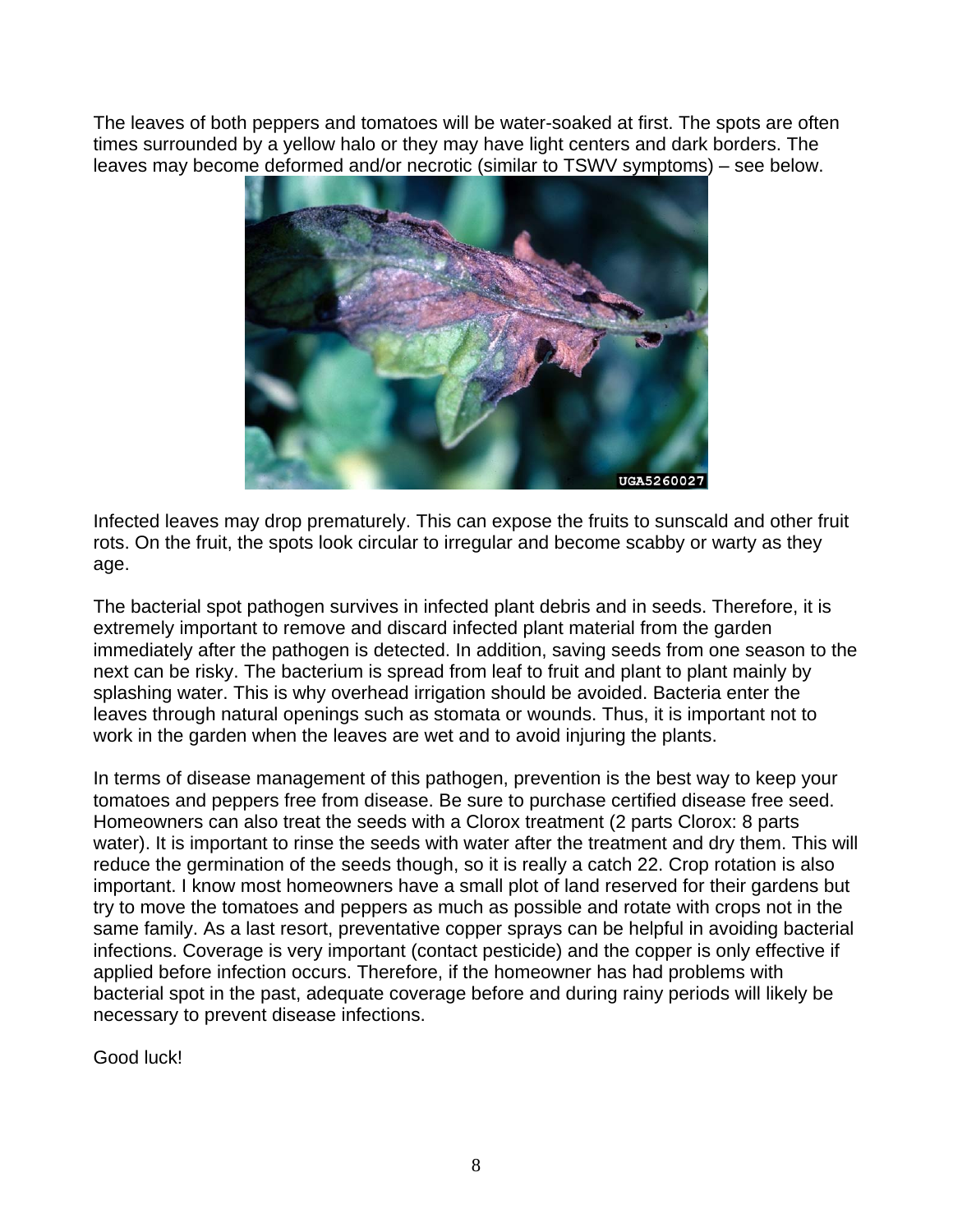The leaves of both peppers and tomatoes will be water-soaked at first. The spots are often times surrounded by a yellow halo or they may have light centers and dark borders. The leaves may become deformed and/or necrotic (similar to TSWV symptoms) – see below.

Infected leaves may drop prematurely. This can expose the fruits to sunscald and other fruit rots. On the fruit, the spots look circular to irregular and become scabby or warty as they age.

The bacterial spot pathogen survives in infected plant debris and in seeds. Therefore, it is extremely important to remove and discard infected plant material from the garden immediately after the pathogen is detected. In addition, saving seeds from one season to the next can be risky. The bacterium is spread from leaf to fruit and plant to plant mainly by splashing water. This is why overhead irrigation should be avoided. Bacteria enter the leaves through natural openings such as stomata or wounds. Thus, it is important not to work in the garden when the leaves are wet and to avoid injuring the plants.

In terms of disease management of this pathogen, prevention is the best way to keep your tomatoes and peppers free from disease. Be sure to purchase certified disease free seed. Homeowners can also treat the seeds with a Clorox treatment (2 parts Clorox: 8 parts water). It is important to rinse the seeds with water after the treatment and dry them. This will reduce the germination of the seeds though, so it is really a catch 22. Crop rotation is also important. I know most homeowners have a small plot of land reserved for their gardens but try to move the tomatoes and peppers as much as possible and rotate with crops not in the same family. As a last resort, preventative copper sprays can be helpful in avoiding bacterial infections. Coverage is very important (contact pesticide) and the copper is only effective if applied before infection occurs. Therefore, if the homeowner has had problems with bacterial spot in the past, adequate coverage before and during rainy periods will likely be necessary to prevent disease infections.

Good luck!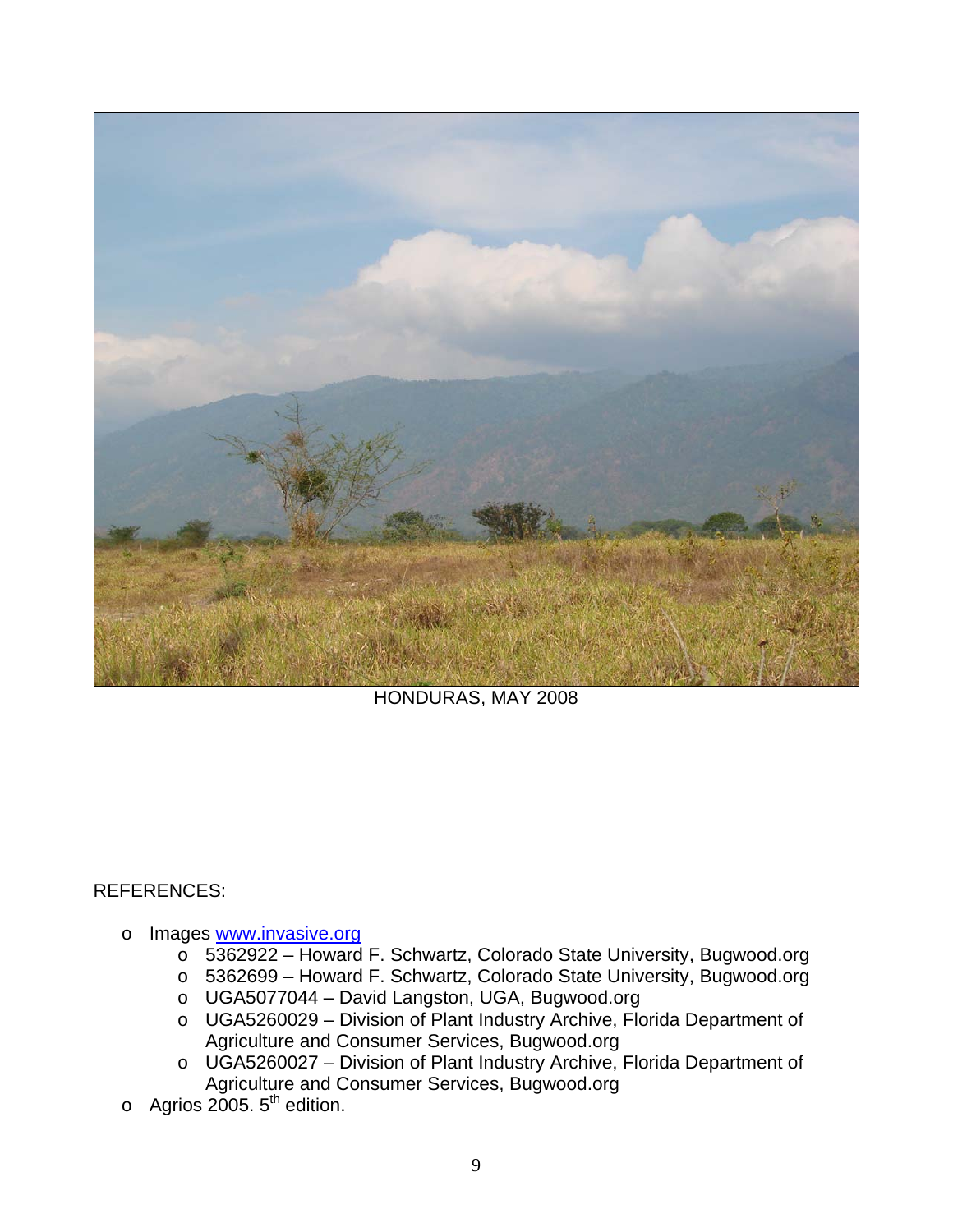HONDURAS, MAY 2008

REFERENCES:

- Images [www.invasive.org](http://www.invasive.org)
  - 5362922 – Howard F. Schwartz, Colorado State University, Bugwood.org
  - 5362699 – Howard F. Schwartz, Colorado State University, Bugwood.org
  - UGA5077044 – David Langston, UGA, Bugwood.org
  - UGA5260029 – Division of Plant Industry Archive, Florida Department of Agriculture and Consumer Services, Bugwood.org
  - UGA5260027 – Division of Plant Industry Archive, Florida Department of Agriculture and Consumer Services, Bugwood.org
- Agrios 2005. 5th edition.